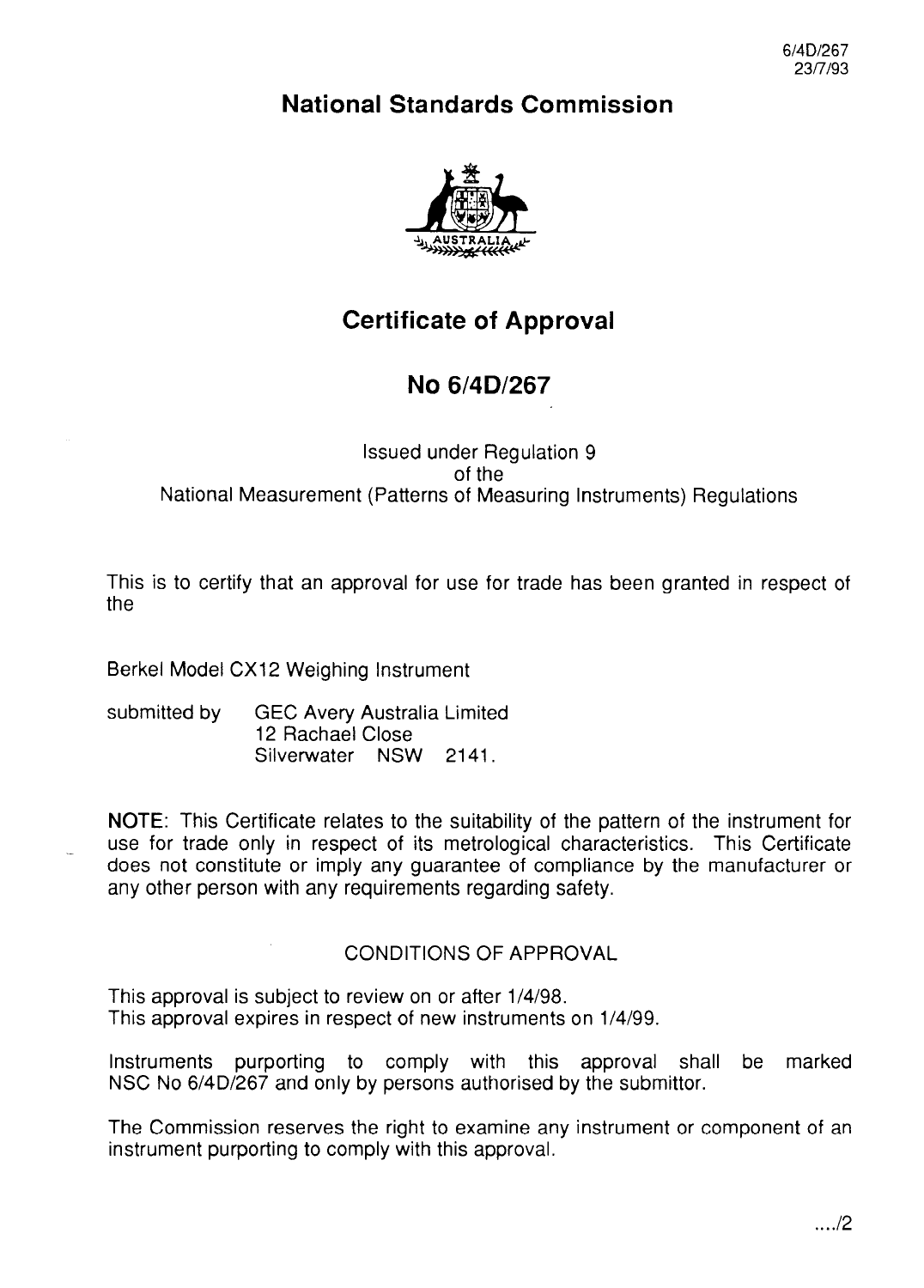6/4D/267
23/7/93

# National Standards Commission

## Certificate of Approval

## No 6/4D/267

Issued under Regulation 9
of the
National Measurement (Patterns of Measuring Instruments) Regulations

This is to certify that an approval for use for trade has been granted in respect of the

Berkel Model CX12 Weighing Instrument

submitted by GEC Avery Australia Limited
12 Rachael Close
Silverwater NSW 2141.

**NOTE**: This Certificate relates to the suitability of the pattern of the instrument for use for trade only in respect of its metrological characteristics. This Certificate does not constitute or imply any guarantee of compliance by the manufacturer or any other person with any requirements regarding safety.

CONDITIONS OF APPROVAL

This approval is subject to review on or after 1/4/98.
This approval expires in respect of new instruments on 1/4/99.

Instruments purporting to comply with this approval shall be marked NSC No 6/4D/267 and only by persons authorised by the submittor.

The Commission reserves the right to examine any instrument or component of an instrument purporting to comply with this approval.

..../2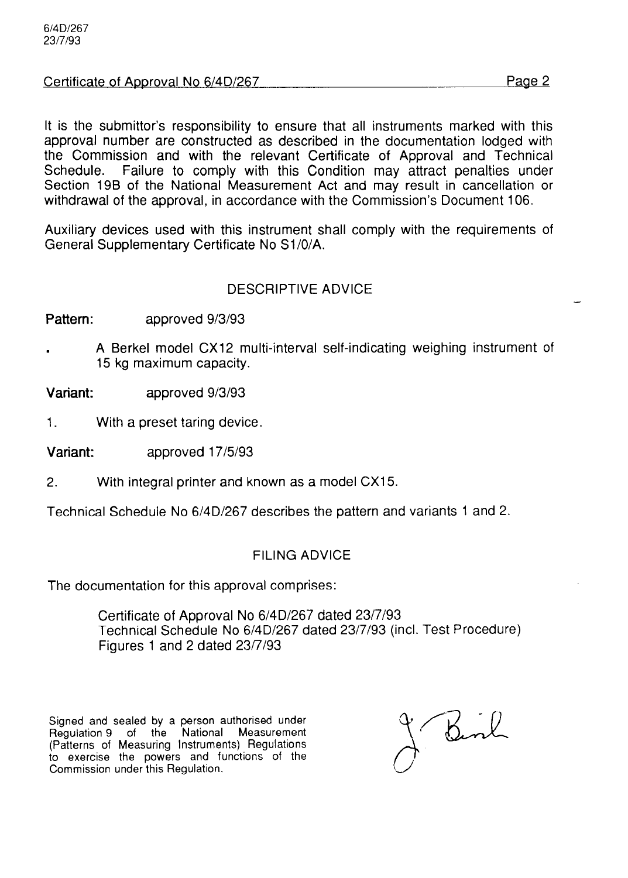It is the submittor's responsibility to ensure that all instruments marked with this approval number are constructed as described in the documentation lodged with the Commission and with the relevant Certificate of Approval and Technical Schedule. Failure to comply with this Condition may attract penalties under Section 19B of the National Measurement Act and may result in cancellation or withdrawal of the approval, in accordance with the Commission's Document 106.

Auxiliary devices used with this instrument shall comply with the requirements of General Supplementary Certificate No S1/0/A.

## DESCRIPTIVE ADVICE

**Pattern:** approved 9/3/93

- A Berkel model CX12 multi-interval self-indicating weighing instrument of 15 kg maximum capacity.

**Variant:** approved 9/3/93

1. With a preset taring device.

**Variant:** approved 17/5/93

2. With integral printer and known as a model CX15.

Technical Schedule No 6/4D/267 describes the pattern and variants 1 and 2.

## FILING ADVICE

The documentation for this approval comprises:

> Certificate of Approval No 6/4D/267 dated 23/7/93
> Technical Schedule No 6/4D/267 dated 23/7/93 (incl. Test Procedure)
> Figures 1 and 2 dated 23/7/93

Signed and sealed by a person authorised under Regulation 9 of the National Measurement (Patterns of Measuring Instruments) Regulations to exercise the powers and functions of the Commission under this Regulation.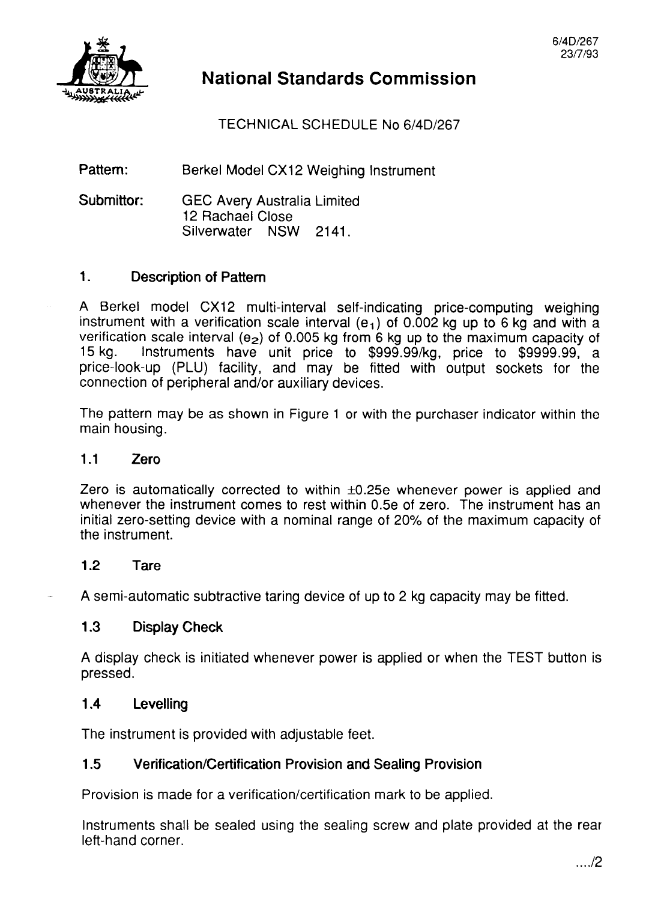6/4D/267
23/7/93

# National Standards Commission

TECHNICAL SCHEDULE No 6/4D/267

**Pattern:** Berkel Model CX12 Weighing Instrument

**Submittor:** GEC Avery Australia Limited
12 Rachael Close
Silverwater NSW 2141.

## 1. Description of Pattern

A Berkel model CX12 multi-interval self-indicating price-computing weighing instrument with a verification scale interval ($e_1$) of 0.002 kg up to 6 kg and with a verification scale interval ($e_2$) of 0.005 kg from 6 kg up to the maximum capacity of 15 kg. Instruments have unit price to $999.99/kg, price to $9999.99, a price-look-up (PLU) facility, and may be fitted with output sockets for the connection of peripheral and/or auxiliary devices.

The pattern may be as shown in Figure 1 or with the purchaser indicator within the main housing.

### 1.1 Zero

Zero is automatically corrected to within ±0.25e whenever power is applied and whenever the instrument comes to rest within 0.5e of zero. The instrument has an initial zero-setting device with a nominal range of 20% of the maximum capacity of the instrument.

### 1.2 Tare

A semi-automatic subtractive taring device of up to 2 kg capacity may be fitted.

### 1.3 Display Check

A display check is initiated whenever power is applied or when the TEST button is pressed.

### 1.4 Levelling

The instrument is provided with adjustable feet.

### 1.5 Verification/Certification Provision and Sealing Provision

Provision is made for a verification/certification mark to be applied.

Instruments shall be sealed using the sealing screw and plate provided at the rear left-hand corner.

..../2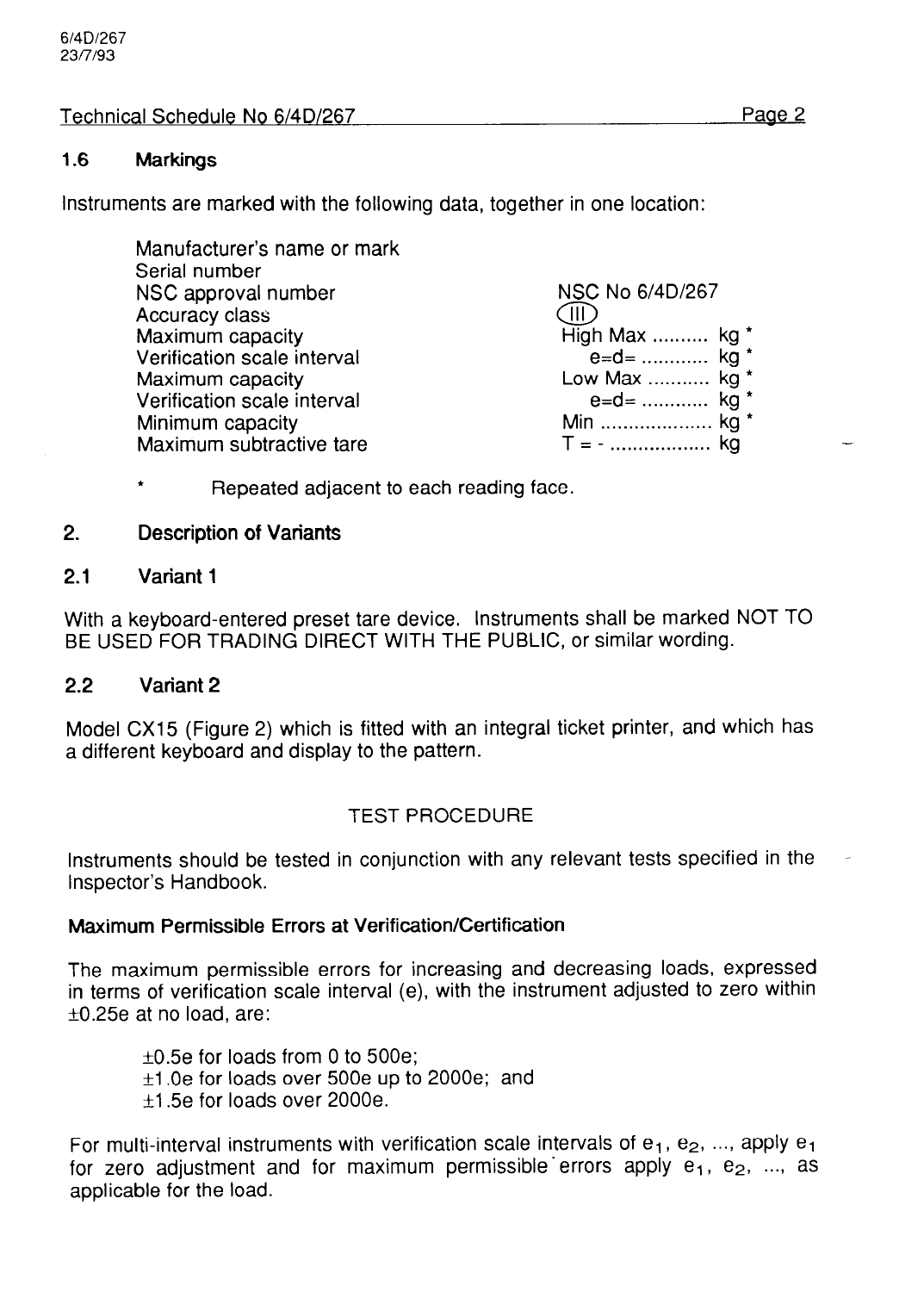## 1.6 Markings

Instruments are marked with the following data, together in one location:

| | |
|---|---|
| Manufacturer's name or mark | |
| Serial number | |
| NSC approval number | NSC No 6/4D/267 |
| Accuracy class | (III) |
| Maximum capacity | High Max .......... kg * |
| Verification scale interval | e=d= ............ kg * |
| Maximum capacity | Low Max ........... kg * |
| Verification scale interval | e=d= ............ kg * |
| Minimum capacity | Min .................... kg * |
| Maximum subtractive tare | T = - .................. kg |

\* Repeated adjacent to each reading face.

## 2. Description of Variants

### 2.1 Variant 1

With a keyboard-entered preset tare device. Instruments shall be marked NOT TO BE USED FOR TRADING DIRECT WITH THE PUBLIC, or similar wording.

### 2.2 Variant 2

Model CX15 (Figure 2) which is fitted with an integral ticket printer, and which has a different keyboard and display to the pattern.

## TEST PROCEDURE

Instruments should be tested in conjunction with any relevant tests specified in the Inspector's Handbook.

**Maximum Permissible Errors at Verification/Certification**

The maximum permissible errors for increasing and decreasing loads, expressed in terms of verification scale interval (e), with the instrument adjusted to zero within ±0.25e at no load, are:

±0.5e for loads from 0 to 500e;
±1.0e for loads over 500e up to 2000e; and
±1.5e for loads over 2000e.

For multi-interval instruments with verification scale intervals of $e_1$, $e_2$, ..., apply $e_1$ for zero adjustment and for maximum permissible errors apply $e_1$, $e_2$, ..., as applicable for the load.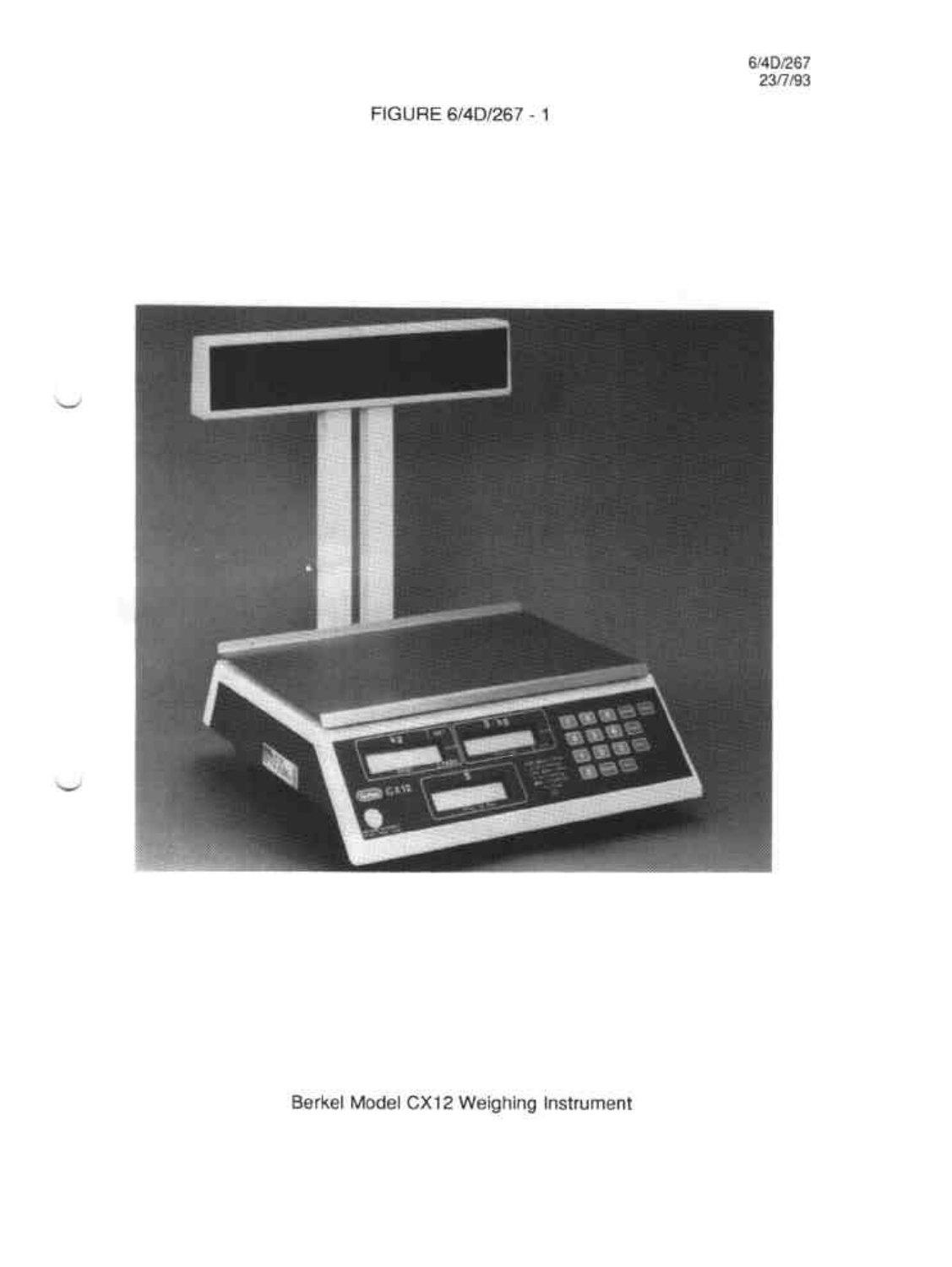6/4D/267
23/7/93

FIGURE 6/4D/267 - 1

Berkel Model CX12 Weighing Instrument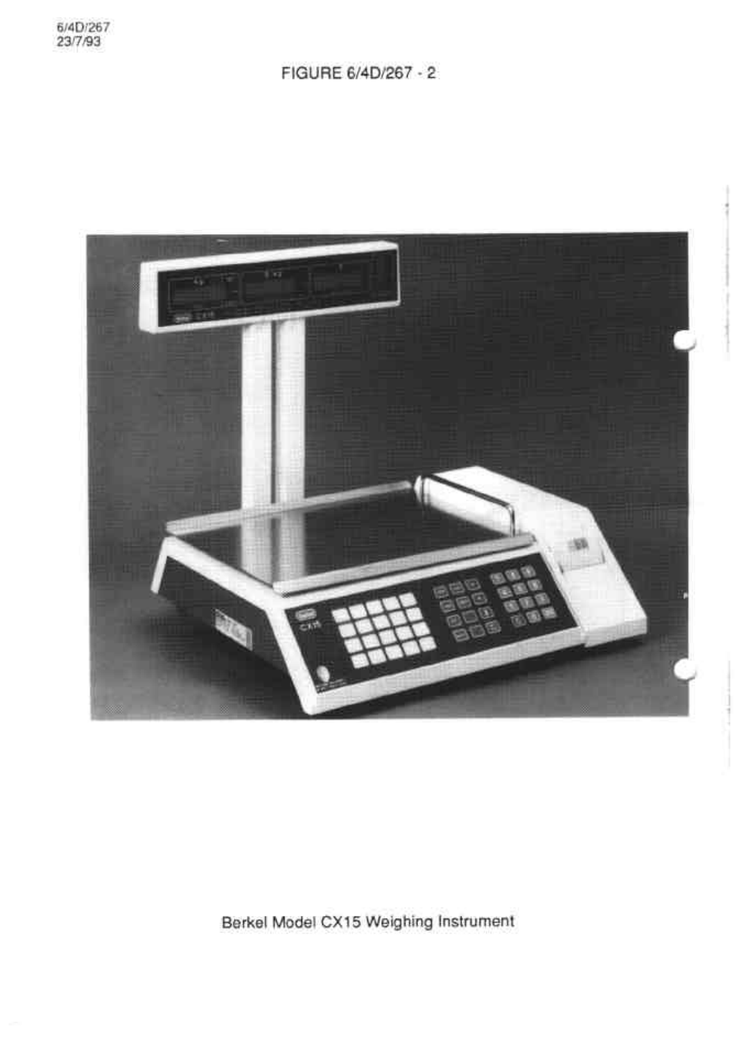FIGURE 6/4D/267 - 2

Berkel Model CX15 Weighing Instrument